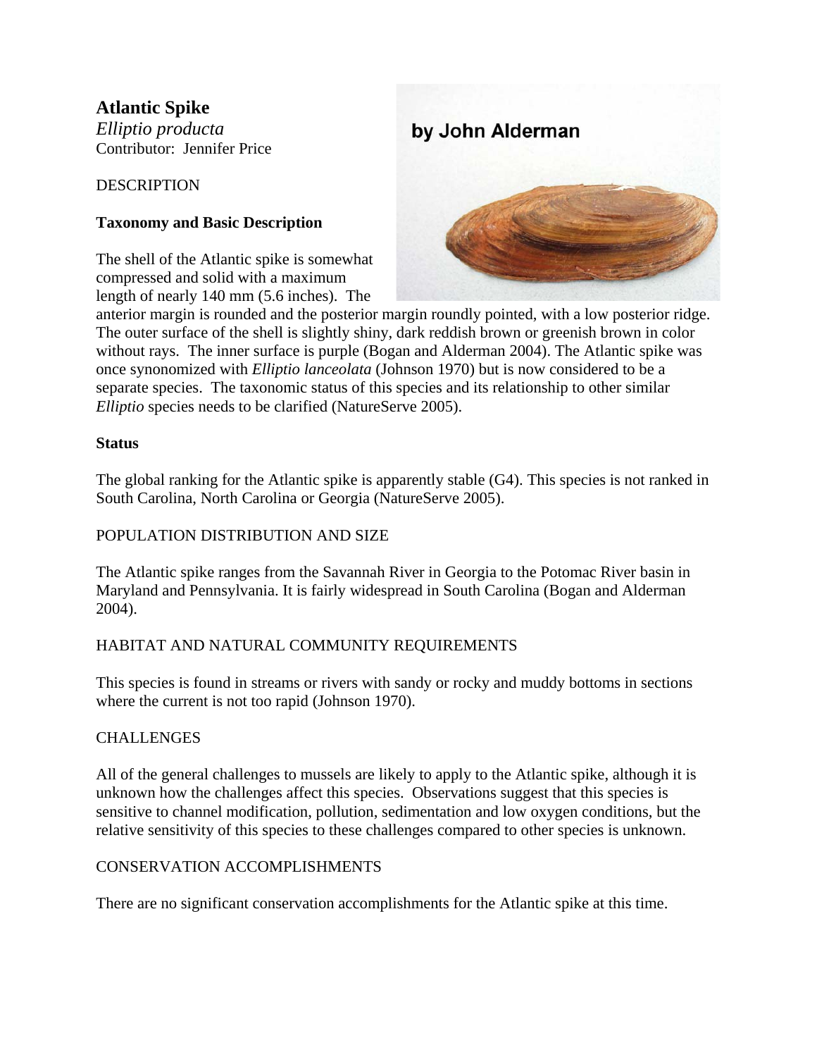# Atlantic Spike

*Elliptio producta*
Contributor: Jennifer Price

## DESCRIPTION

### Taxonomy and Basic Description

The shell of the Atlantic spike is somewhat compressed and solid with a maximum length of nearly 140 mm (5.6 inches). The anterior margin is rounded and the posterior margin roundly pointed, with a low posterior ridge. The outer surface of the shell is slightly shiny, dark reddish brown or greenish brown in color without rays. The inner surface is purple (Bogan and Alderman 2004). The Atlantic spike was once synonomized with *Elliptio lanceolata* (Johnson 1970) but is now considered to be a separate species. The taxonomic status of this species and its relationship to other similar *Elliptio* species needs to be clarified (NatureServe 2005).

### Status

The global ranking for the Atlantic spike is apparently stable (G4). This species is not ranked in South Carolina, North Carolina or Georgia (NatureServe 2005).

## POPULATION DISTRIBUTION AND SIZE

The Atlantic spike ranges from the Savannah River in Georgia to the Potomac River basin in Maryland and Pennsylvania. It is fairly widespread in South Carolina (Bogan and Alderman 2004).

## HABITAT AND NATURAL COMMUNITY REQUIREMENTS

This species is found in streams or rivers with sandy or rocky and muddy bottoms in sections where the current is not too rapid (Johnson 1970).

## CHALLENGES

All of the general challenges to mussels are likely to apply to the Atlantic spike, although it is unknown how the challenges affect this species. Observations suggest that this species is sensitive to channel modification, pollution, sedimentation and low oxygen conditions, but the relative sensitivity of this species to these challenges compared to other species is unknown.

## CONSERVATION ACCOMPLISHMENTS

There are no significant conservation accomplishments for the Atlantic spike at this time.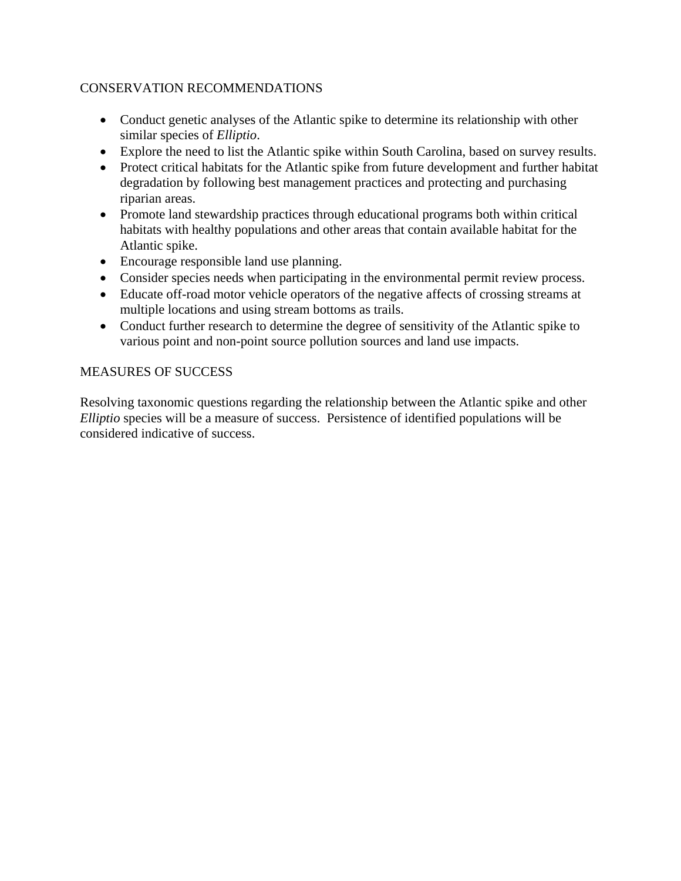## CONSERVATION RECOMMENDATIONS

- Conduct genetic analyses of the Atlantic spike to determine its relationship with other similar species of *Elliptio*.
- Explore the need to list the Atlantic spike within South Carolina, based on survey results.
- Protect critical habitats for the Atlantic spike from future development and further habitat degradation by following best management practices and protecting and purchasing riparian areas.
- Promote land stewardship practices through educational programs both within critical habitats with healthy populations and other areas that contain available habitat for the Atlantic spike.
- Encourage responsible land use planning.
- Consider species needs when participating in the environmental permit review process.
- Educate off-road motor vehicle operators of the negative affects of crossing streams at multiple locations and using stream bottoms as trails.
- Conduct further research to determine the degree of sensitivity of the Atlantic spike to various point and non-point source pollution sources and land use impacts.

## MEASURES OF SUCCESS

Resolving taxonomic questions regarding the relationship between the Atlantic spike and other *Elliptio* species will be a measure of success. Persistence of identified populations will be considered indicative of success.